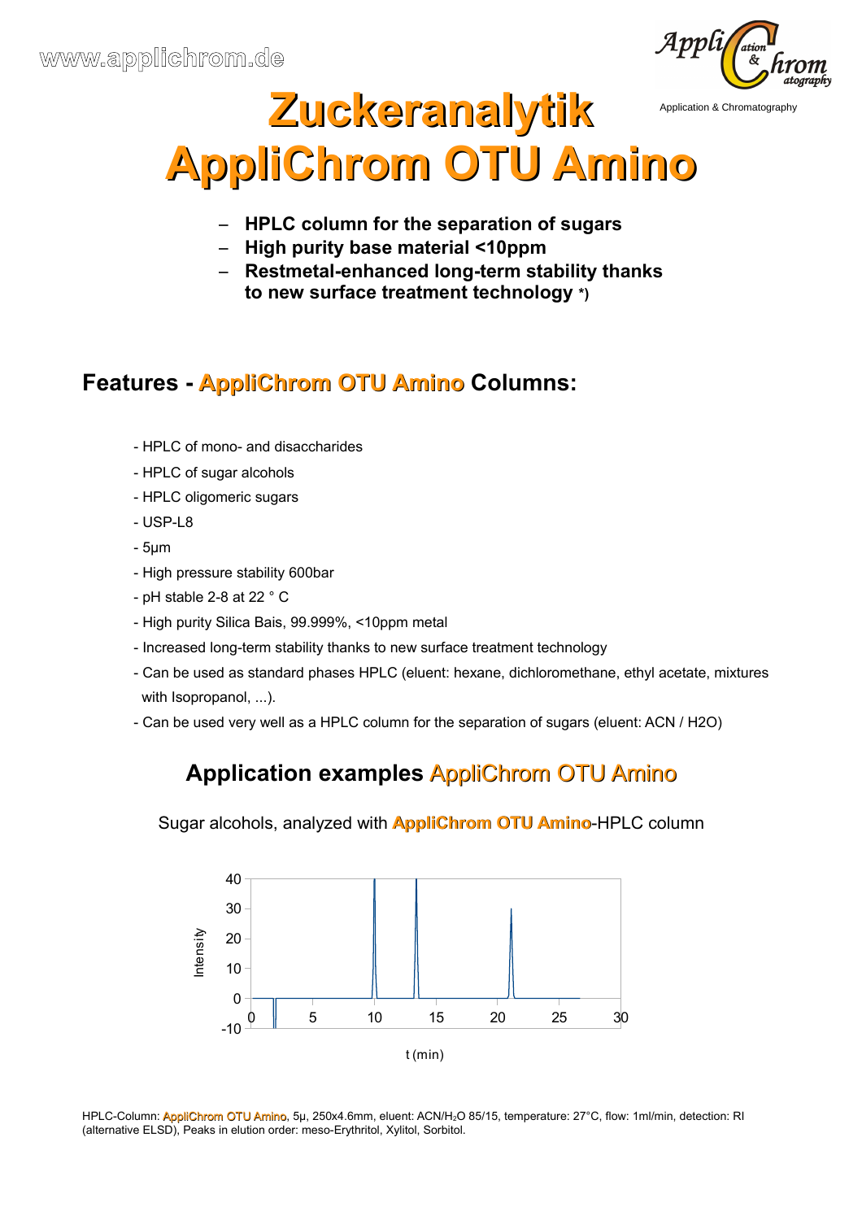www.applichrom.de

Application & Chromatography

# Zuckeranalytik
# AppliChrom OTU Amino

- **HPLC column for the separation of sugars**
- **High purity base material <10ppm**
- **Restmetal-enhanced long-term stability thanks to new surface treatment technology \*)**

## Features - AppliChrom OTU Amino Columns:

- HPLC of mono- and disaccharides
- HPLC of sugar alcohols
- HPLC oligomeric sugars
- USP-L8
- 5µm
- High pressure stability 600bar
- pH stable 2-8 at 22 ° C
- High purity Silica Bais, 99.999%, <10ppm metal
- Increased long-term stability thanks to new surface treatment technology
- Can be used as standard phases HPLC (eluent: hexane, dichloromethane, ethyl acetate, mixtures with Isopropanol, ...).
- Can be used very well as a HPLC column for the separation of sugars (eluent: ACN / H2O)

## Application examples AppliChrom OTU Amino

Sugar alcohols, analyzed with **AppliChrom OTU Amino**-HPLC column

HPLC-Column: AppliChrom OTU Amino, 5µ, 250x4.6mm, eluent: ACN/$H_2O$ 85/15, temperature: 27°C, flow: 1ml/min, detection: RI (alternative ELSD), Peaks in elution order: meso-Erythritol, Xylitol, Sorbitol.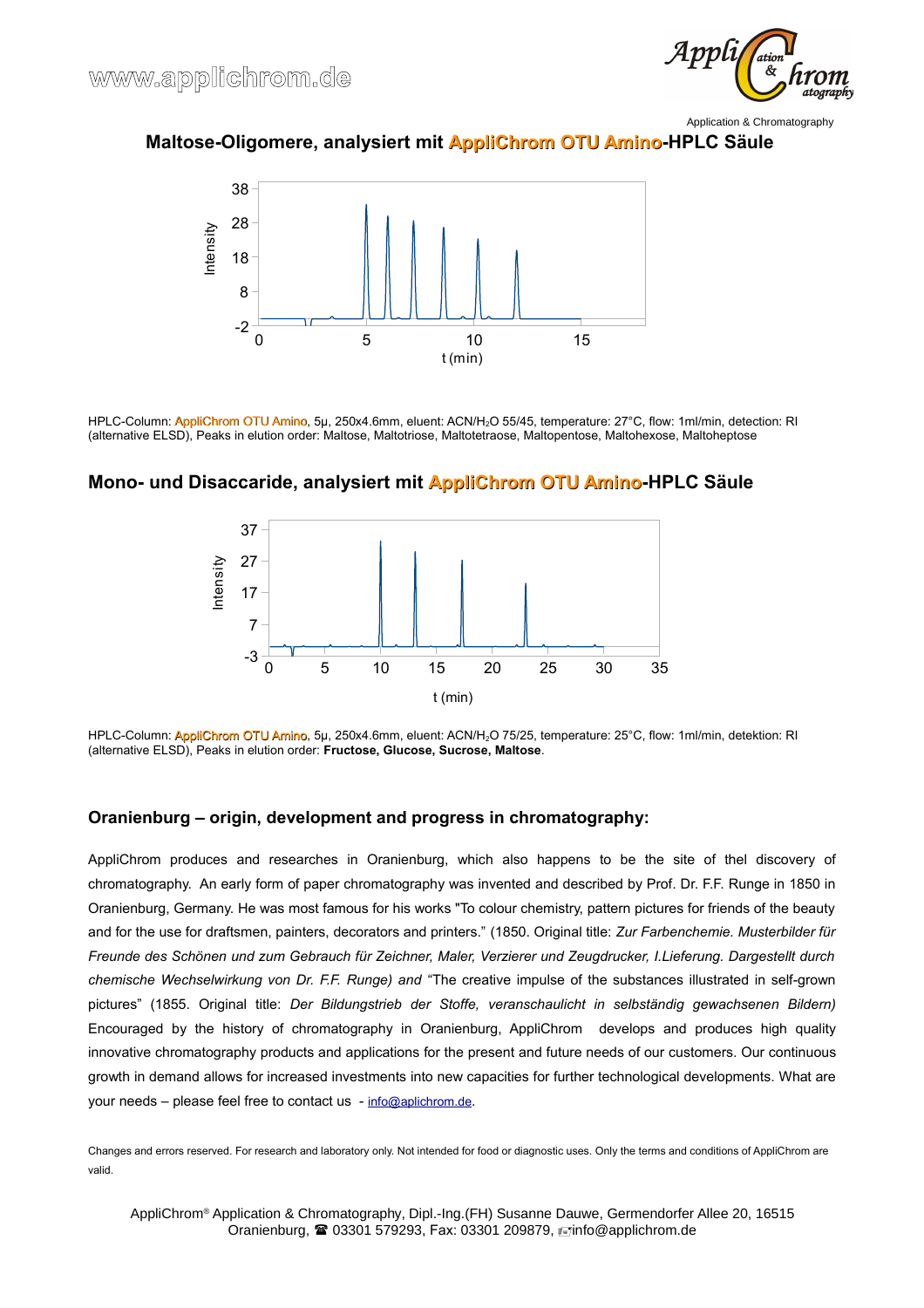## Maltose-Oligomere, analysiert mit AppliChrom OTU Amino-HPLC Säule

Intensity
38
28
18
8
-2
0
5
10
15
t (min)

HPLC-Column: AppliChrom OTU Amino, 5µ, 250x4.6mm, eluent: ACN/$H_2O$ 55/45, temperature: 27°C, flow: 1ml/min, detection: RI (alternative ELSD), Peaks in elution order: Maltose, Maltotriose, Maltotetraose, Maltopentose, Maltohexose, Maltoheptose

## Mono- und Disaccaride, analysiert mit AppliChrom OTU Amino-HPLC Säule

Intensity
37
27
17
7
-3
0
5
10
15
20
25
30
35
t (min)

HPLC-Column: AppliChrom OTU Amino, 5µ, 250x4.6mm, eluent: ACN/$H_2O$ 75/25, temperature: 25°C, flow: 1ml/min, detektion: RI (alternative ELSD), Peaks in elution order: **Fructose, Glucose, Sucrose, Maltose**.

### Oranienburg – origin, development and progress in chromatography:

AppliChrom produces and researches in Oranienburg, which also happens to be the site of thel discovery of chromatography. An early form of paper chromatography was invented and described by Prof. Dr. F.F. Runge in 1850 in Oranienburg, Germany. He was most famous for his works "To colour chemistry, pattern pictures for friends of the beauty and for the use for draftsmen, painters, decorators and printers." (1850. Original title: *Zur Farbenchemie. Musterbilder für Freunde des Schönen und zum Gebrauch für Zeichner, Maler, Verzierer und Zeugdrucker, I.Lieferung. Dargestellt durch chemische Wechselwirkung von Dr. F.F. Runge) and* "The creative impulse of the substances illustrated in self-grown pictures" (1855. Original title: *Der Bildungstrieb der Stoffe, veranschaulicht in selbständig gewachsenen Bildern)* Encouraged by the history of chromatography in Oranienburg, AppliChrom develops and produces high quality innovative chromatography products and applications for the present and future needs of our customers. Our continuous growth in demand allows for increased investments into new capacities for further technological developments. What are your needs – please feel free to contact us - info@aplichrom.de.

Changes and errors reserved. For research and laboratory only. Not intended for food or diagnostic uses. Only the terms and conditions of AppliChrom are valid.

AppliChrom® Application & Chromatography, Dipl.-Ing.(FH) Susanne Dauwe, Germendorfer Allee 20, 16515 Oranienburg, ☎ 03301 579293, Fax: 03301 209879, info@applichrom.de